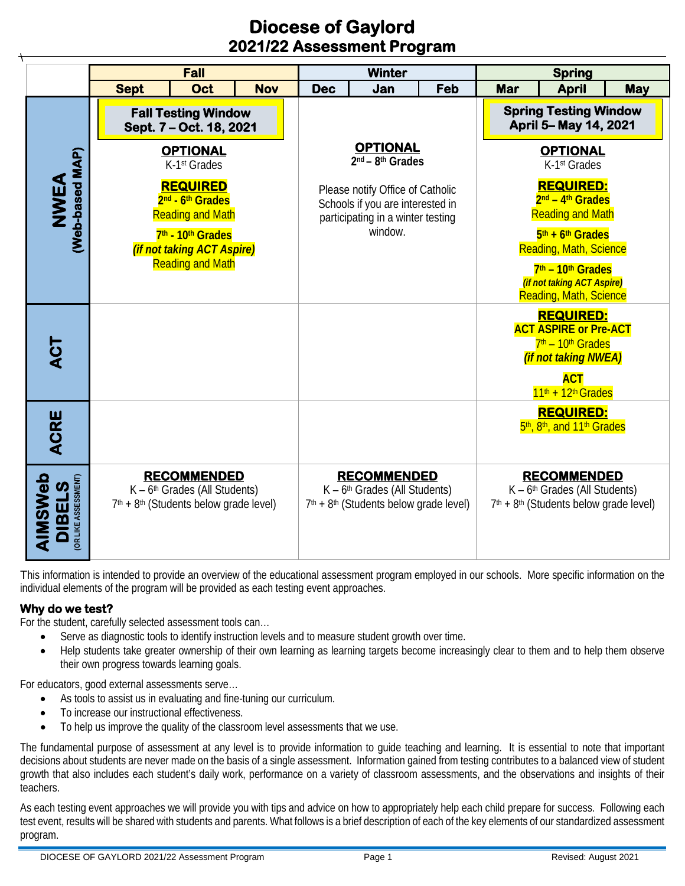# Diocese of Gaylord
## 2021/22 Assessment Program

| | Fall | | | Winter | | | Spring | | |
|---|---|---|---|---|---|---|---|---|---|
| | Sept | Oct | Nov | Dec | Jan | Feb | Mar | April | May |
| **NWEA (Web-based MAP)** | **Fall Testing Window Sept. 7 – Oct. 18, 2021**<br>**OPTIONAL** K-1st Grades<br>**REQUIRED** **2nd - 6th Grades** Reading and Math<br>**7th - 10th Grades** ***(if not taking ACT Aspire)*** Reading and Math | | | **OPTIONAL** **2nd – 8th Grades**<br>Please notify Office of Catholic Schools if you are interested in participating in a winter testing window. | | | **Spring Testing Window April 5– May 14, 2021**<br>**OPTIONAL** K-1st Grades<br>**REQUIRED:** **2nd – 4th Grades** Reading and Math<br>**5th + 6th Grades** Reading, Math, Science<br>**7th – 10th Grades** ***(if not taking ACT Aspire)*** Reading, Math, Science | | |
| **ACT** | | | | | | | **REQUIRED:** **ACT ASPIRE or Pre-ACT** 7th – 10th Grades ***(if not taking NWEA)***<br>**ACT** 11th + 12th Grades | | |
| **ACRE** | | | | | | | **REQUIRED:** 5th, 8th, and 11th Grades | | |
| **AIMSWeb DIBELS (OR LIKE ASSESSMENT)** | **RECOMMENDED** K – 6th Grades (All Students) 7th + 8th (Students below grade level) | | | **RECOMMENDED** K – 6th Grades (All Students) 7th + 8th (Students below grade level) | | | **RECOMMENDED** K – 6th Grades (All Students) 7th + 8th (Students below grade level) | | |

This information is intended to provide an overview of the educational assessment program employed in our schools. More specific information on the individual elements of the program will be provided as each testing event approaches.

### Why do we test?

For the student, carefully selected assessment tools can…

- Serve as diagnostic tools to identify instruction levels and to measure student growth over time.
- Help students take greater ownership of their own learning as learning targets become increasingly clear to them and to help them observe their own progress towards learning goals.

For educators, good external assessments serve…

- As tools to assist us in evaluating and fine-tuning our curriculum.
- To increase our instructional effectiveness.
- To help us improve the quality of the classroom level assessments that we use.

The fundamental purpose of assessment at any level is to provide information to guide teaching and learning. It is essential to note that important decisions about students are never made on the basis of a single assessment. Information gained from testing contributes to a balanced view of student growth that also includes each student's daily work, performance on a variety of classroom assessments, and the observations and insights of their teachers.

As each testing event approaches we will provide you with tips and advice on how to appropriately help each child prepare for success. Following each test event, results will be shared with students and parents. What follows is a brief description of each of the key elements of our standardized assessment program.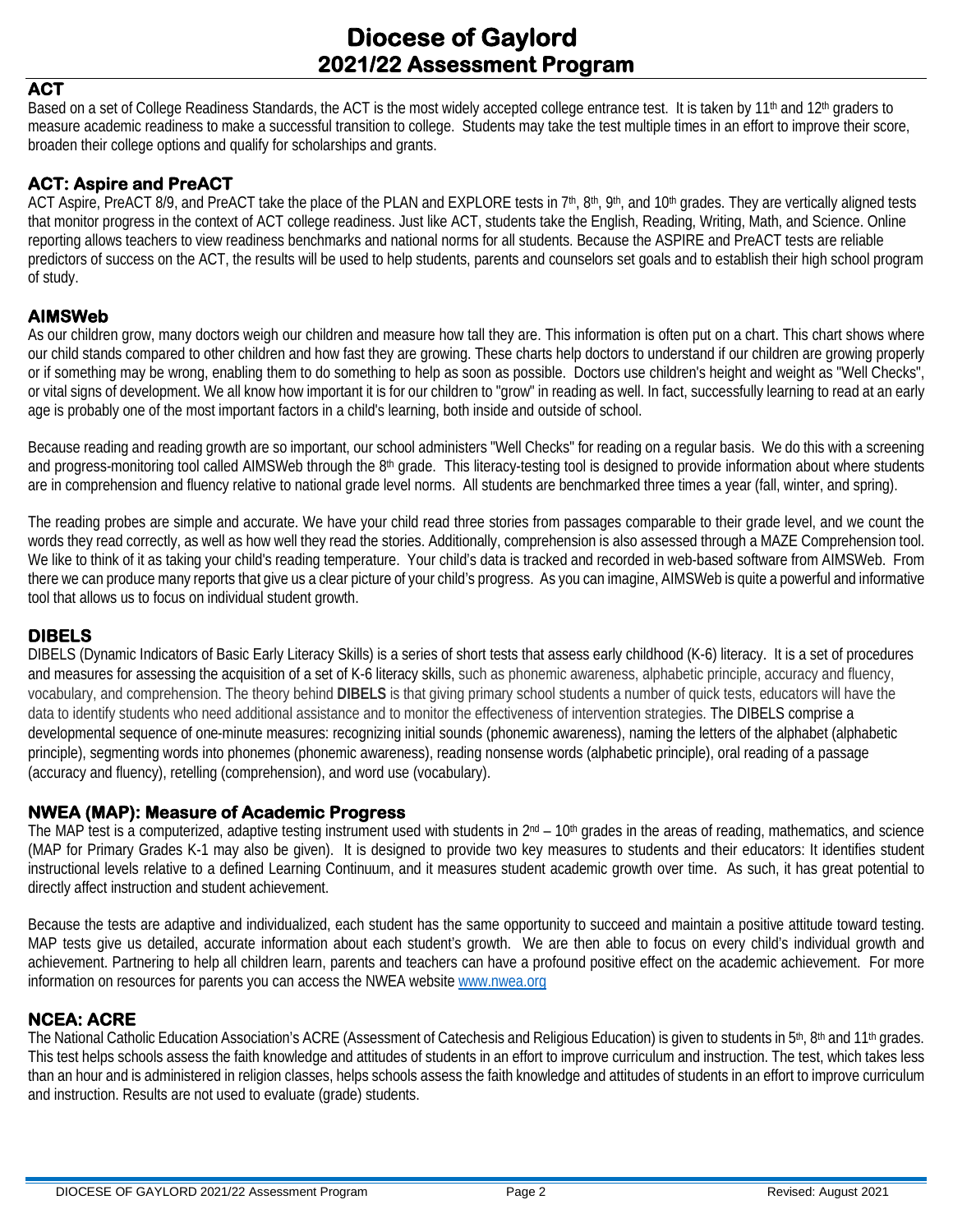# Diocese of Gaylord
## 2021/22 Assessment Program

### ACT

Based on a set of College Readiness Standards, the ACT is the most widely accepted college entrance test. It is taken by 11th and 12th graders to measure academic readiness to make a successful transition to college. Students may take the test multiple times in an effort to improve their score, broaden their college options and qualify for scholarships and grants.

### ACT: Aspire and PreACT

ACT Aspire, PreACT 8/9, and PreACT take the place of the PLAN and EXPLORE tests in 7th, 8th, 9th, and 10th grades. They are vertically aligned tests that monitor progress in the context of ACT college readiness. Just like ACT, students take the English, Reading, Writing, Math, and Science. Online reporting allows teachers to view readiness benchmarks and national norms for all students. Because the ASPIRE and PreACT tests are reliable predictors of success on the ACT, the results will be used to help students, parents and counselors set goals and to establish their high school program of study.

### AIMSWeb

As our children grow, many doctors weigh our children and measure how tall they are. This information is often put on a chart. This chart shows where our child stands compared to other children and how fast they are growing. These charts help doctors to understand if our children are growing properly or if something may be wrong, enabling them to do something to help as soon as possible. Doctors use children's height and weight as "Well Checks", or vital signs of development. We all know how important it is for our children to "grow" in reading as well. In fact, successfully learning to read at an early age is probably one of the most important factors in a child's learning, both inside and outside of school.

Because reading and reading growth are so important, our school administers "Well Checks" for reading on a regular basis. We do this with a screening and progress-monitoring tool called AIMSWeb through the 8th grade. This literacy-testing tool is designed to provide information about where students are in comprehension and fluency relative to national grade level norms. All students are benchmarked three times a year (fall, winter, and spring).

The reading probes are simple and accurate. We have your child read three stories from passages comparable to their grade level, and we count the words they read correctly, as well as how well they read the stories. Additionally, comprehension is also assessed through a MAZE Comprehension tool. We like to think of it as taking your child's reading temperature. Your child's data is tracked and recorded in web-based software from AIMSWeb. From there we can produce many reports that give us a clear picture of your child's progress. As you can imagine, AIMSWeb is quite a powerful and informative tool that allows us to focus on individual student growth.

### DIBELS

DIBELS (Dynamic Indicators of Basic Early Literacy Skills) is a series of short tests that assess early childhood (K-6) literacy. It is a set of procedures and measures for assessing the acquisition of a set of K-6 literacy skills, such as phonemic awareness, alphabetic principle, accuracy and fluency, vocabulary, and comprehension. The theory behind **DIBELS** is that giving primary school students a number of quick tests, educators will have the data to identify students who need additional assistance and to monitor the effectiveness of intervention strategies. The DIBELS comprise a developmental sequence of one-minute measures: recognizing initial sounds (phonemic awareness), naming the letters of the alphabet (alphabetic principle), segmenting words into phonemes (phonemic awareness), reading nonsense words (alphabetic principle), oral reading of a passage (accuracy and fluency), retelling (comprehension), and word use (vocabulary).

### NWEA (MAP): Measure of Academic Progress

The MAP test is a computerized, adaptive testing instrument used with students in 2nd – 10th grades in the areas of reading, mathematics, and science (MAP for Primary Grades K-1 may also be given). It is designed to provide two key measures to students and their educators: It identifies student instructional levels relative to a defined Learning Continuum, and it measures student academic growth over time. As such, it has great potential to directly affect instruction and student achievement.

Because the tests are adaptive and individualized, each student has the same opportunity to succeed and maintain a positive attitude toward testing. MAP tests give us detailed, accurate information about each student's growth. We are then able to focus on every child's individual growth and achievement. Partnering to help all children learn, parents and teachers can have a profound positive effect on the academic achievement. For more information on resources for parents you can access the NWEA website [www.nwea.org](http://www.nwea.org)

### NCEA: ACRE

The National Catholic Education Association's ACRE (Assessment of Catechesis and Religious Education) is given to students in 5th, 8th and 11th grades. This test helps schools assess the faith knowledge and attitudes of students in an effort to improve curriculum and instruction. The test, which takes less than an hour and is administered in religion classes, helps schools assess the faith knowledge and attitudes of students in an effort to improve curriculum and instruction. Results are not used to evaluate (grade) students.